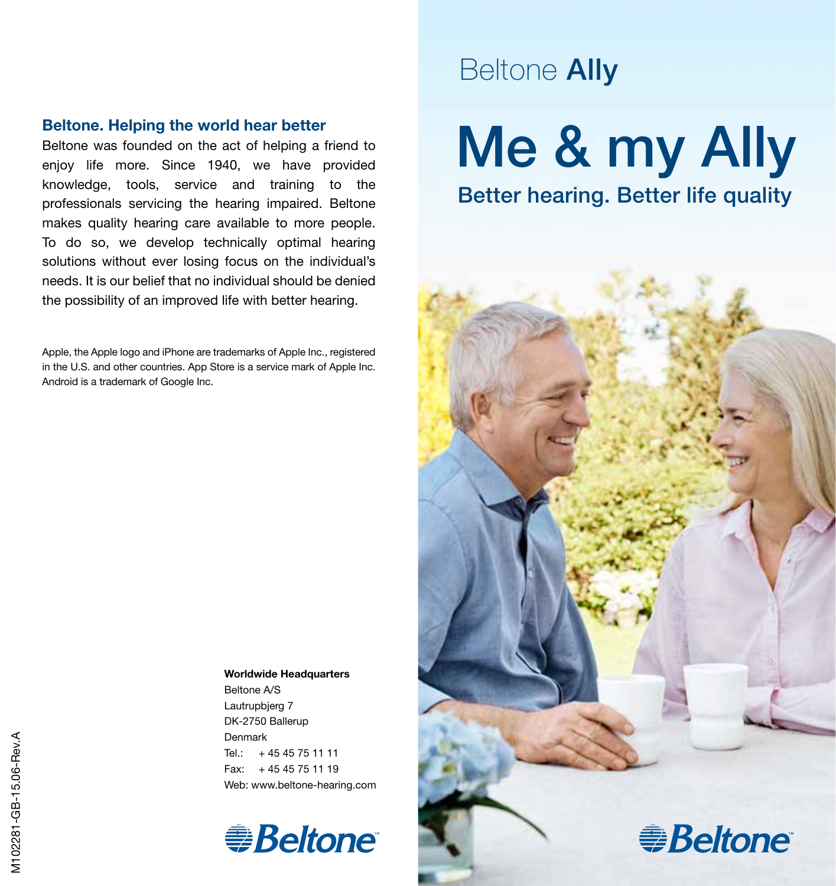## Beltone. Helping the world hear better

Beltone was founded on the act of helping a friend to enjoy life more. Since 1940, we have provided knowledge, tools, service and training to the professionals servicing the hearing impaired. Beltone makes quality hearing care available to more people. To do so, we develop technically optimal hearing solutions without ever losing focus on the individual's needs. It is our belief that no individual should be denied the possibility of an improved life with better hearing.

Apple, the Apple logo and iPhone are trademarks of Apple Inc., registered in the U.S. and other countries. App Store is a service mark of Apple Inc. Android is a trademark of Google Inc.

**Worldwide Headquarters**
Beltone A/S
Lautrupbjerg 7
DK-2750 Ballerup
Denmark
Tel.: + 45 45 75 11 11
Fax: + 45 45 75 11 19
Web: www.beltone-hearing.com

Beltone™

M102281-GB-15.06-Rev.A

Beltone **Ally**

# Me & my Ally

## Better hearing. Better life quality

Beltone™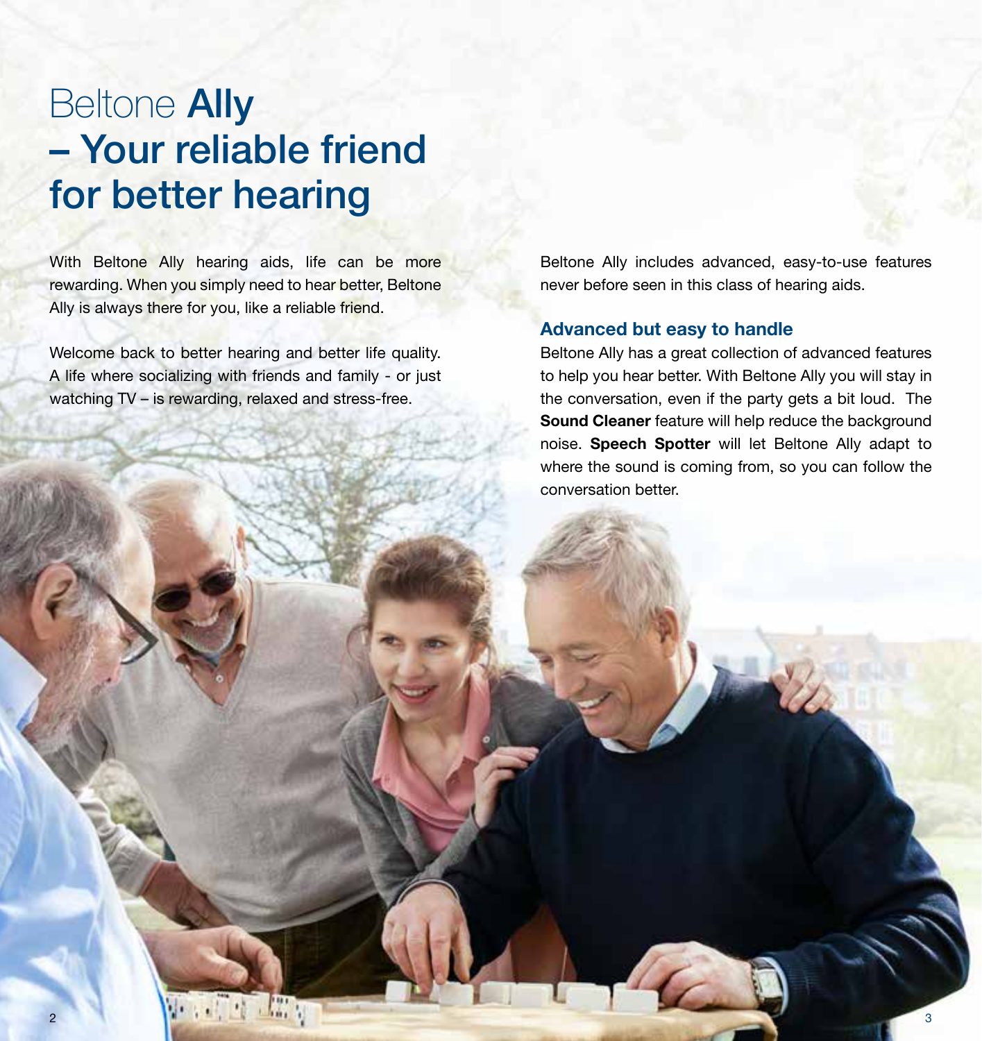# Beltone **Ally** – Your reliable friend for better hearing

With Beltone Ally hearing aids, life can be more rewarding. When you simply need to hear better, Beltone Ally is always there for you, like a reliable friend.

Welcome back to better hearing and better life quality. A life where socializing with friends and family - or just watching TV – is rewarding, relaxed and stress-free.

Beltone Ally includes advanced, easy-to-use features never before seen in this class of hearing aids.

## Advanced but easy to handle

Beltone Ally has a great collection of advanced features to help you hear better. With Beltone Ally you will stay in the conversation, even if the party gets a bit loud. The **Sound Cleaner** feature will help reduce the background noise. **Speech Spotter** will let Beltone Ally adapt to where the sound is coming from, so you can follow the conversation better.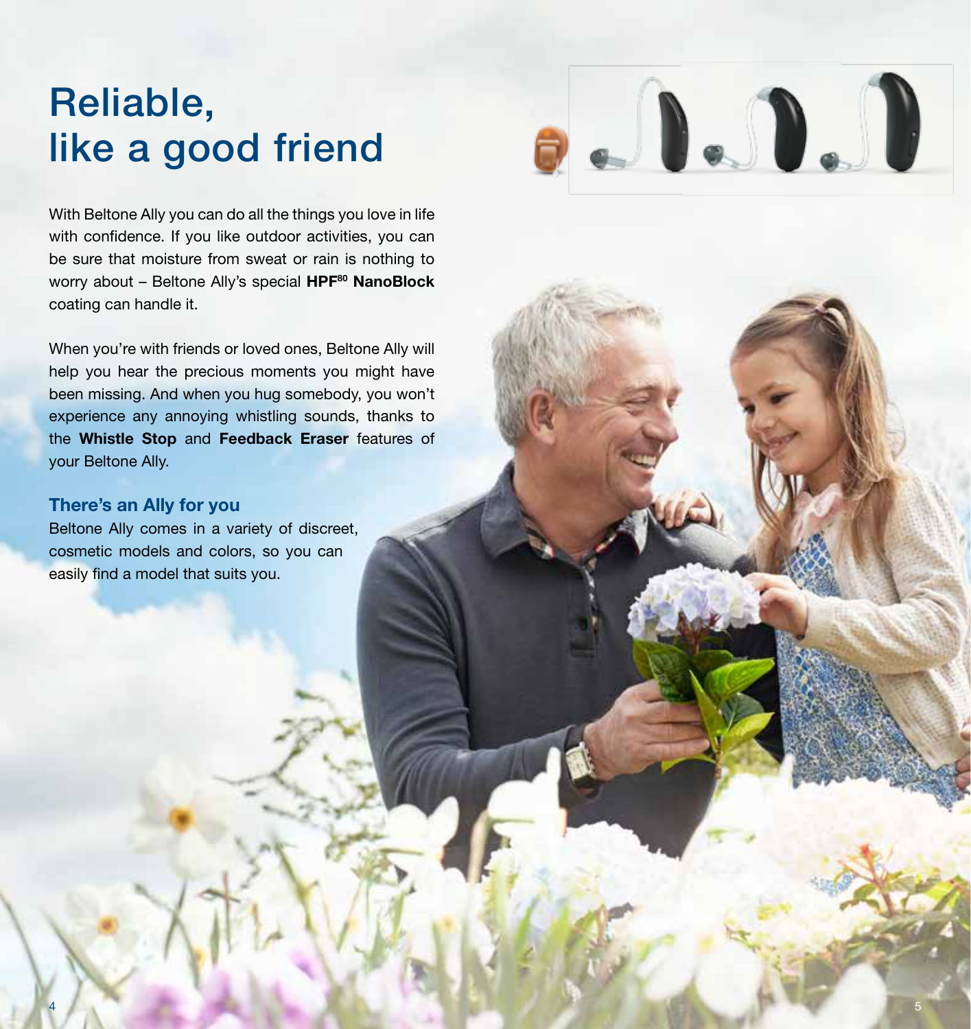# Reliable, like a good friend

With Beltone Ally you can do all the things you love in life with confidence. If you like outdoor activities, you can be sure that moisture from sweat or rain is nothing to worry about – Beltone Ally's special **HPF[80] NanoBlock** coating can handle it.

When you're with friends or loved ones, Beltone Ally will help you hear the precious moments you might have been missing. And when you hug somebody, you won't experience any annoying whistling sounds, thanks to the **Whistle Stop** and **Feedback Eraser** features of your Beltone Ally.

## There's an Ally for you

Beltone Ally comes in a variety of discreet, cosmetic models and colors, so you can easily find a model that suits you.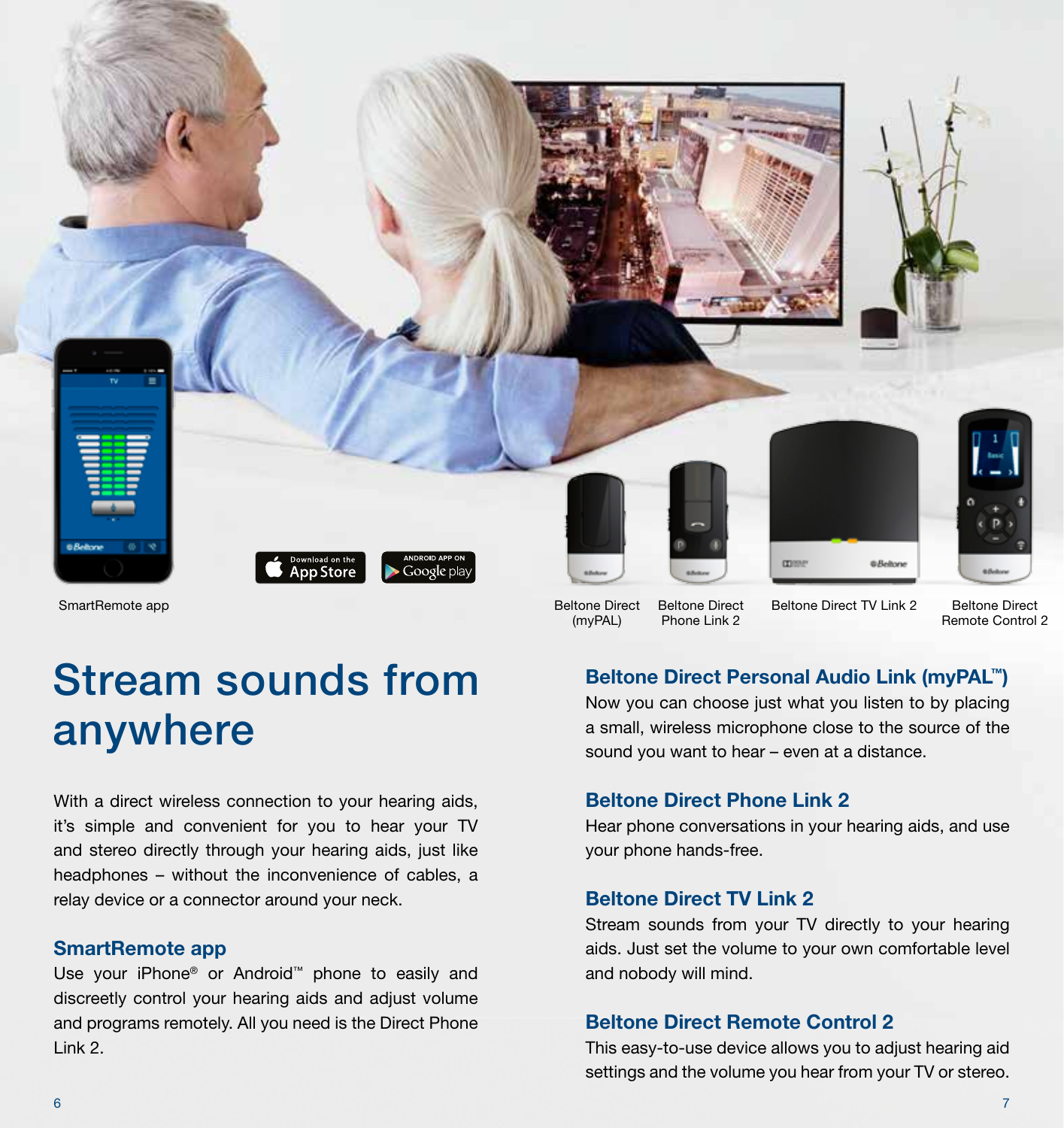SmartRemote app

Beltone Direct (myPAL)

Beltone Direct Phone Link 2

Beltone Direct TV Link 2

Beltone Direct Remote Control 2

# Stream sounds from anywhere

With a direct wireless connection to your hearing aids, it's simple and convenient for you to hear your TV and stereo directly through your hearing aids, just like headphones – without the inconvenience of cables, a relay device or a connector around your neck.

### SmartRemote app

Use your iPhone® or Android™ phone to easily and discreetly control your hearing aids and adjust volume and programs remotely. All you need is the Direct Phone Link 2.

### Beltone Direct Personal Audio Link (myPAL™)

Now you can choose just what you listen to by placing a small, wireless microphone close to the source of the sound you want to hear – even at a distance.

### Beltone Direct Phone Link 2

Hear phone conversations in your hearing aids, and use your phone hands-free.

### Beltone Direct TV Link 2

Stream sounds from your TV directly to your hearing aids. Just set the volume to your own comfortable level and nobody will mind.

### Beltone Direct Remote Control 2

This easy-to-use device allows you to adjust hearing aid settings and the volume you hear from your TV or stereo.